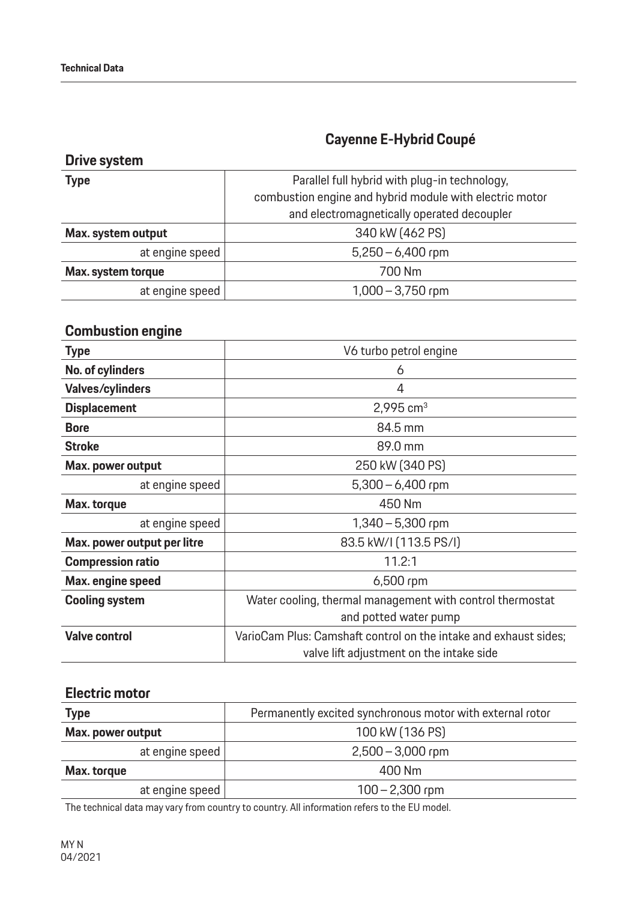# Cayenne E-Hybrid Coupé

## Drive system

| | |
|---|---|
| **Type** | Parallel full hybrid with plug-in technology, combustion engine and hybrid module with electric motor and electromagnetically operated decoupler |
| **Max. system output** | 340 kW (462 PS) |
| at engine speed | 5,250 – 6,400 rpm |
| **Max. system torque** | 700 Nm |
| at engine speed | 1,000 – 3,750 rpm |

## Combustion engine

| | |
|---|---|
| **Type** | V6 turbo petrol engine |
| **No. of cylinders** | 6 |
| **Valves/cylinders** | 4 |
| **Displacement** | 2,995 cm³ |
| **Bore** | 84.5 mm |
| **Stroke** | 89.0 mm |
| **Max. power output** | 250 kW (340 PS) |
| at engine speed | 5,300 – 6,400 rpm |
| **Max. torque** | 450 Nm |
| at engine speed | 1,340 – 5,300 rpm |
| **Max. power output per litre** | 83.5 kW/l (113.5 PS/l) |
| **Compression ratio** | 11.2:1 |
| **Max. engine speed** | 6,500 rpm |
| **Cooling system** | Water cooling, thermal management with control thermostat and potted water pump |
| **Valve control** | VarioCam Plus: Camshaft control on the intake and exhaust sides; valve lift adjustment on the intake side |

## Electric motor

| | |
|---|---|
| **Type** | Permanently excited synchronous motor with external rotor |
| **Max. power output** | 100 kW (136 PS) |
| at engine speed | 2,500 – 3,000 rpm |
| **Max. torque** | 400 Nm |
| at engine speed | 100 – 2,300 rpm |

The technical data may vary from country to country. All information refers to the EU model.

MY N
04/2021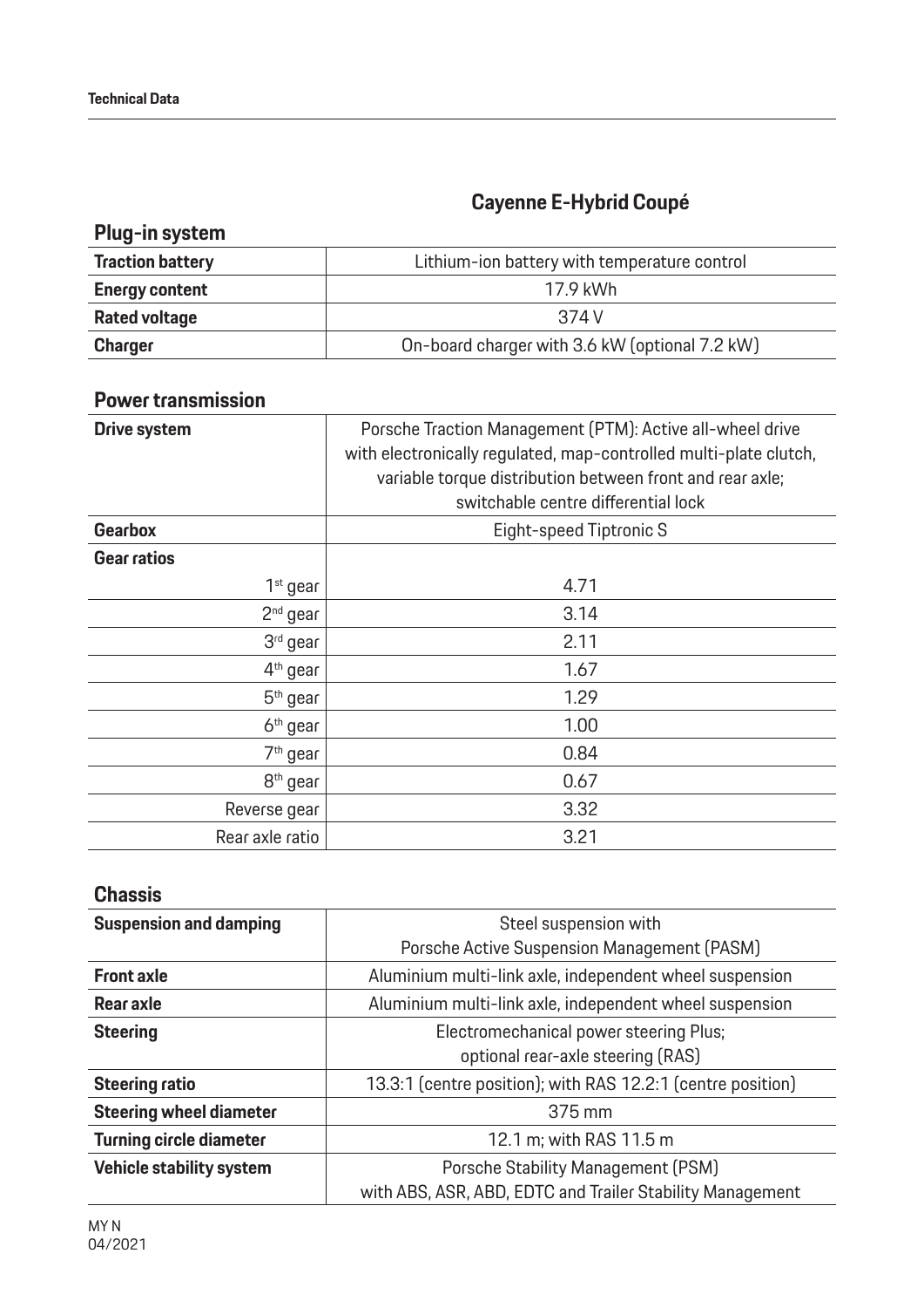## Cayenne E-Hybrid Coupé

### Plug-in system

| | |
|---|---|
| **Traction battery** | Lithium-ion battery with temperature control |
| **Energy content** | 17.9 kWh |
| **Rated voltage** | 374 V |
| **Charger** | On-board charger with 3.6 kW (optional 7.2 kW) |

### Power transmission

| | |
|---|---|
| **Drive system** | Porsche Traction Management (PTM): Active all-wheel drive with electronically regulated, map-controlled multi-plate clutch, variable torque distribution between front and rear axle; switchable centre differential lock |
| **Gearbox** | Eight-speed Tiptronic S |
| **Gear ratios** | |
| 1st gear | 4.71 |
| 2nd gear | 3.14 |
| 3rd gear | 2.11 |
| 4th gear | 1.67 |
| 5th gear | 1.29 |
| 6th gear | 1.00 |
| 7th gear | 0.84 |
| 8th gear | 0.67 |
| Reverse gear | 3.32 |
| Rear axle ratio | 3.21 |

### Chassis

| | |
|---|---|
| **Suspension and damping** | Steel suspension with Porsche Active Suspension Management (PASM) |
| **Front axle** | Aluminium multi-link axle, independent wheel suspension |
| **Rear axle** | Aluminium multi-link axle, independent wheel suspension |
| **Steering** | Electromechanical power steering Plus; optional rear-axle steering (RAS) |
| **Steering ratio** | 13.3:1 (centre position); with RAS 12.2:1 (centre position) |
| **Steering wheel diameter** | 375 mm |
| **Turning circle diameter** | 12.1 m; with RAS 11.5 m |
| **Vehicle stability system** | Porsche Stability Management (PSM) with ABS, ASR, ABD, EDTC and Trailer Stability Management |

MY N
04/2021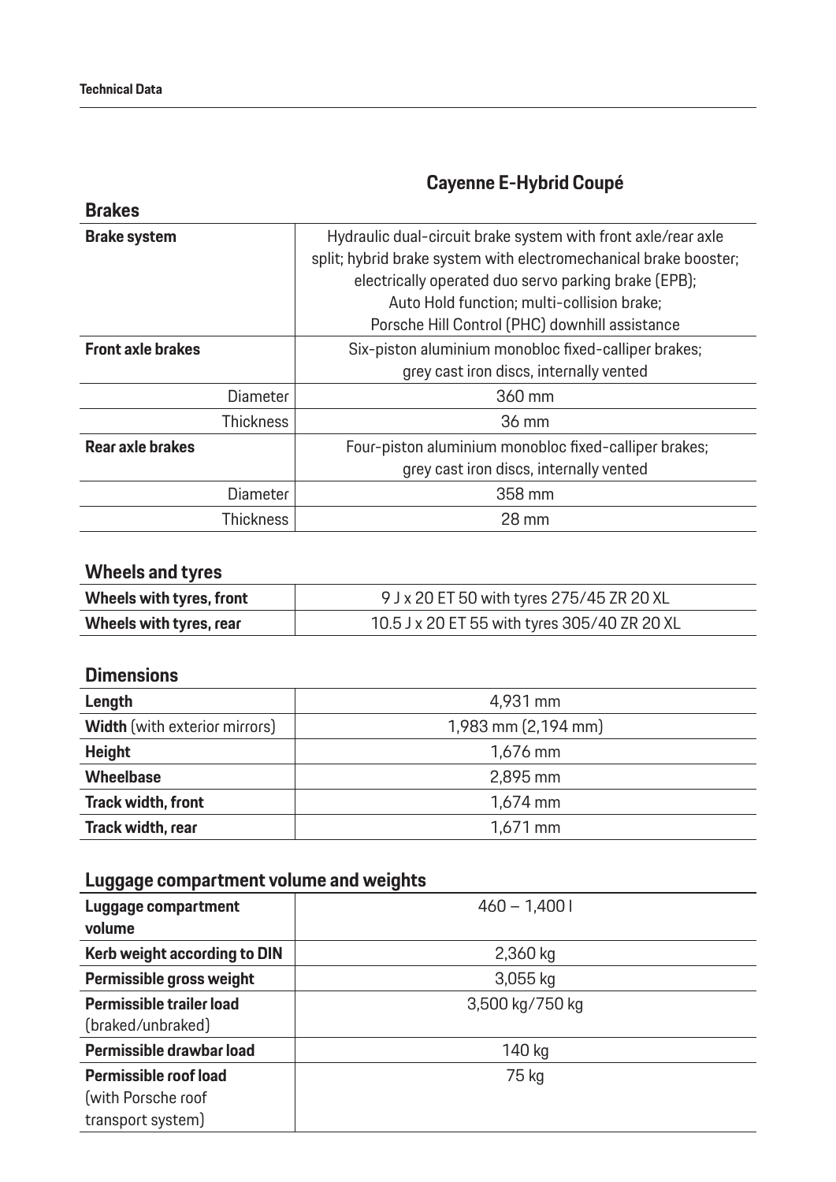## Cayenne E-Hybrid Coupé

### Brakes

| | |
|---|---|
| **Brake system** | Hydraulic dual-circuit brake system with front axle/rear axle split; hybrid brake system with electromechanical brake booster; electrically operated duo servo parking brake (EPB); Auto Hold function; multi-collision brake; Porsche Hill Control (PHC) downhill assistance |
| **Front axle brakes** | Six-piston aluminium monobloc fixed-calliper brakes; grey cast iron discs, internally vented |
| Diameter | 360 mm |
| Thickness | 36 mm |
| **Rear axle brakes** | Four-piston aluminium monobloc fixed-calliper brakes; grey cast iron discs, internally vented |
| Diameter | 358 mm |
| Thickness | 28 mm |

### Wheels and tyres

| | |
|---|---|
| **Wheels with tyres, front** | 9 J x 20 ET 50 with tyres 275/45 ZR 20 XL |
| **Wheels with tyres, rear** | 10.5 J x 20 ET 55 with tyres 305/40 ZR 20 XL |

### Dimensions

| | |
|---|---|
| **Length** | 4,931 mm |
| **Width** (with exterior mirrors) | 1,983 mm (2,194 mm) |
| **Height** | 1,676 mm |
| **Wheelbase** | 2,895 mm |
| **Track width, front** | 1,674 mm |
| **Track width, rear** | 1,671 mm |

### Luggage compartment volume and weights

| | |
|---|---|
| **Luggage compartment volume** | 460 – 1,400 l |
| **Kerb weight according to DIN** | 2,360 kg |
| **Permissible gross weight** | 3,055 kg |
| **Permissible trailer load** (braked/unbraked) | 3,500 kg/750 kg |
| **Permissible drawbar load** | 140 kg |
| **Permissible roof load** (with Porsche roof transport system) | 75 kg |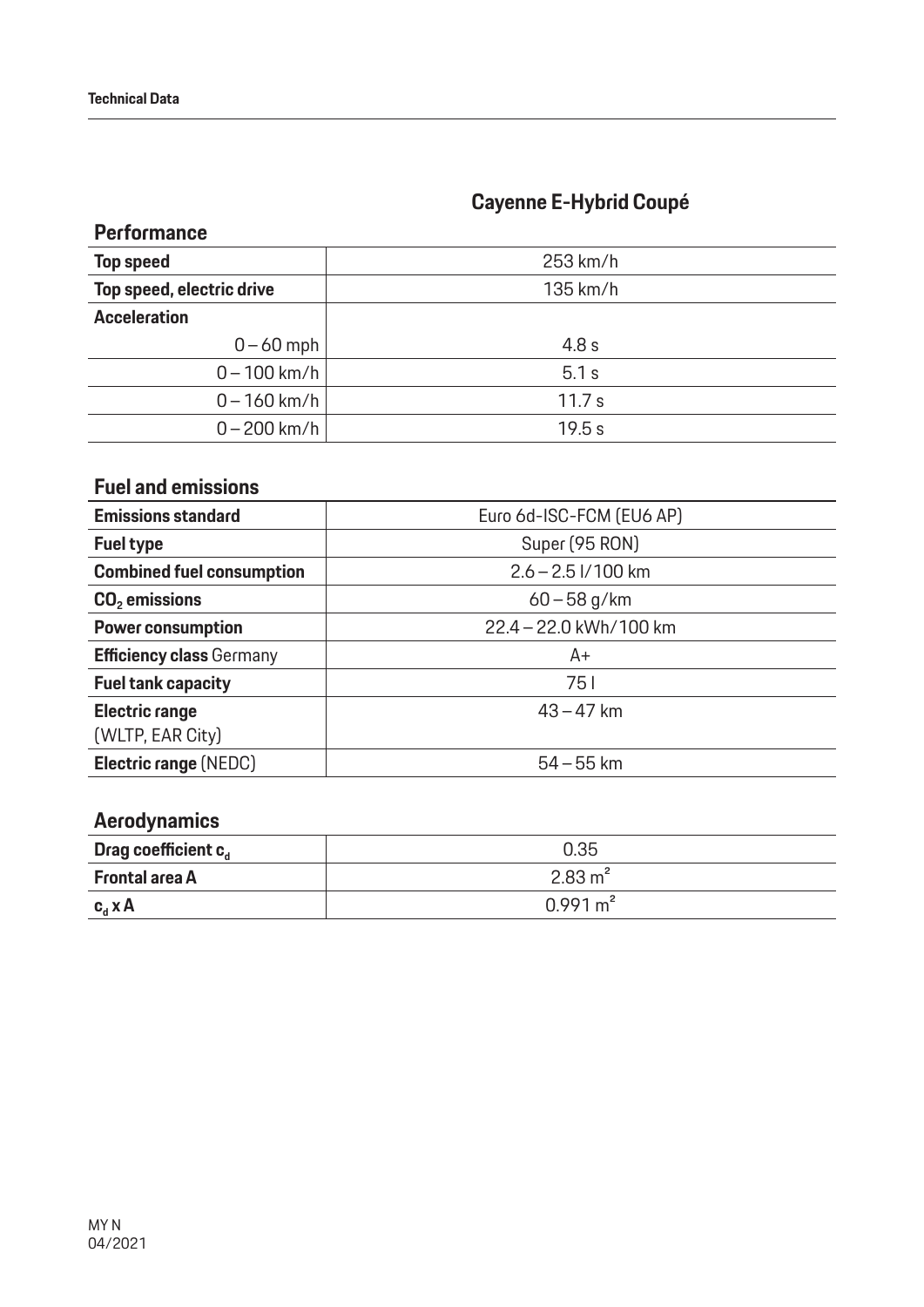# Cayenne E-Hybrid Coupé

## Performance

| | |
|---|---|
| **Top speed** | 253 km/h |
| **Top speed, electric drive** | 135 km/h |
| **Acceleration** | |
| 0 – 60 mph | 4.8 s |
| 0 – 100 km/h | 5.1 s |
| 0 – 160 km/h | 11.7 s |
| 0 – 200 km/h | 19.5 s |

## Fuel and emissions

| | |
|---|---|
| **Emissions standard** | Euro 6d-ISC-FCM (EU6 AP) |
| **Fuel type** | Super (95 RON) |
| **Combined fuel consumption** | 2.6 – 2.5 l/100 km |
| **$CO_2$ emissions** | 60 – 58 g/km |
| **Power consumption** | 22.4 – 22.0 kWh/100 km |
| **Efficiency class** Germany | A+ |
| **Fuel tank capacity** | 75 l |
| **Electric range** (WLTP, EAR City) | 43 – 47 km |
| **Electric range** (NEDC) | 54 – 55 km |

## Aerodynamics

| | |
|---|---|
| **Drag coefficient $c_d$** | 0.35 |
| **Frontal area A** | 2.83 $m^2$ |
| **$c_d$ x A** | 0.991 $m^2$ |

MY N
04/2021